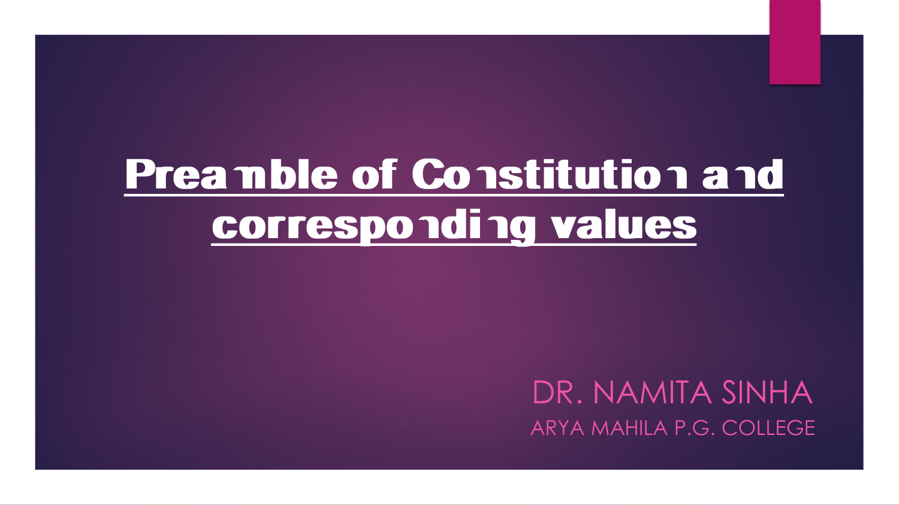# Preamble of Constitution and corresponding values

DR. NAMITA SINHA

ARYA MAHILA P.G. COLLEGE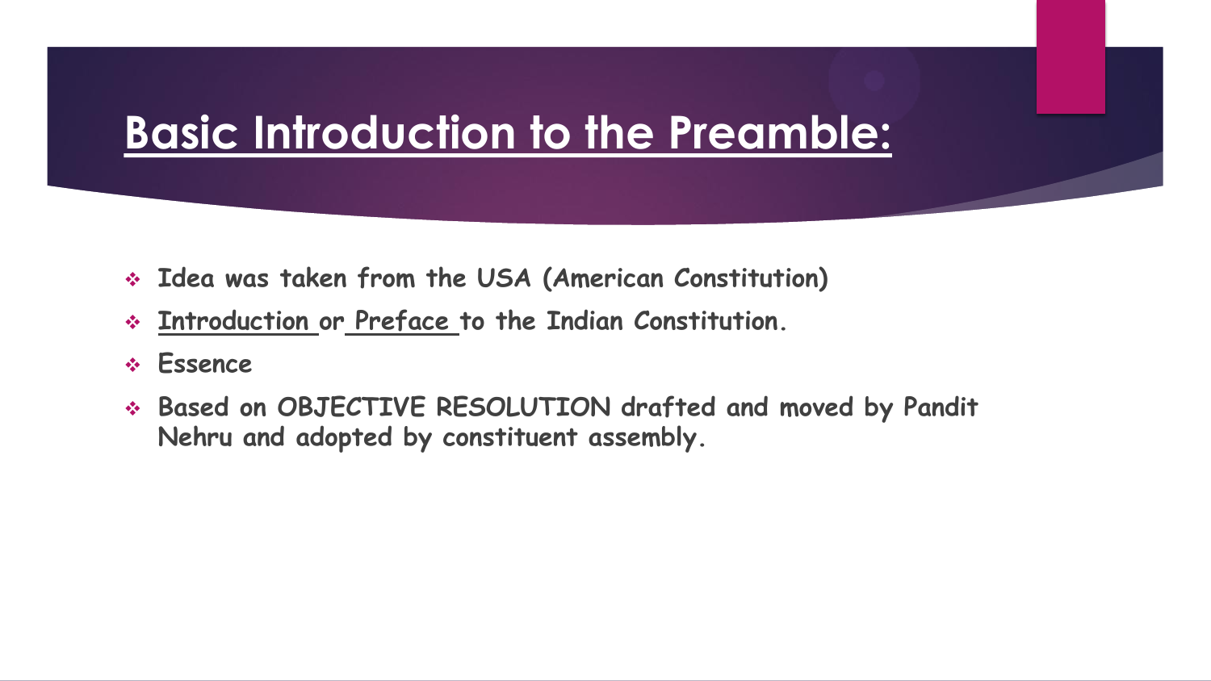# Basic Introduction to the Preamble:

- **Idea was taken from the USA (American Constitution)**
- **Introduction or Preface to the Indian Constitution.**
- **Essence**
- **Based on OBJECTIVE RESOLUTION drafted and moved by Pandit Nehru and adopted by constituent assembly.**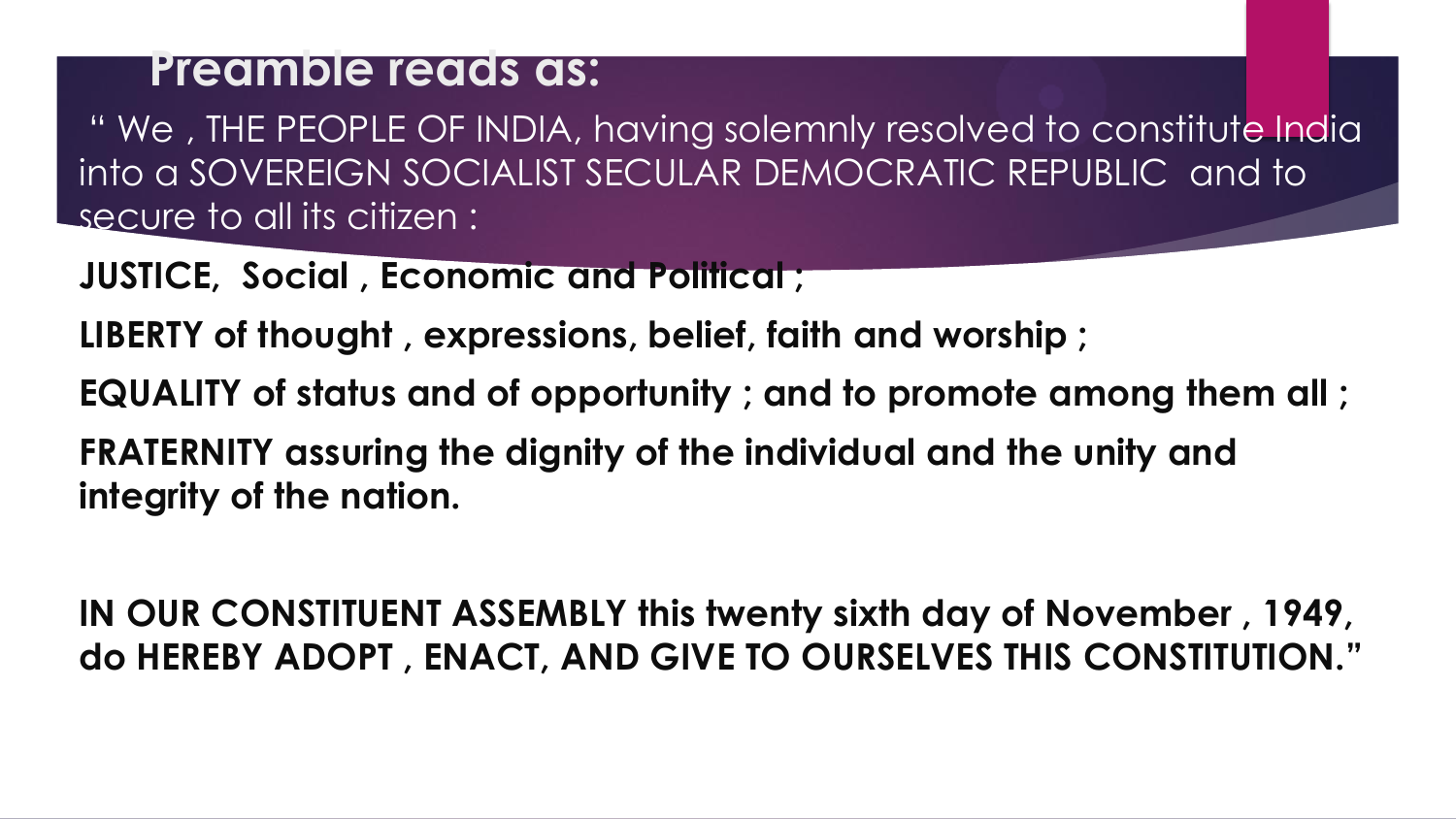## Preamble reads as:

" We , THE PEOPLE OF INDIA, having solemnly resolved to constitute India into a SOVEREIGN SOCIALIST SECULAR DEMOCRATIC REPUBLIC and to secure to all its citizen :

**JUSTICE, Social , Economic and Political ;**

**LIBERTY of thought , expressions, belief, faith and worship ;**

**EQUALITY of status and of opportunity ; and to promote among them all ;**

**FRATERNITY assuring the dignity of the individual and the unity and integrity of the nation.**

**IN OUR CONSTITUENT ASSEMBLY this twenty sixth day of November , 1949, do HEREBY ADOPT , ENACT, AND GIVE TO OURSELVES THIS CONSTITUTION."**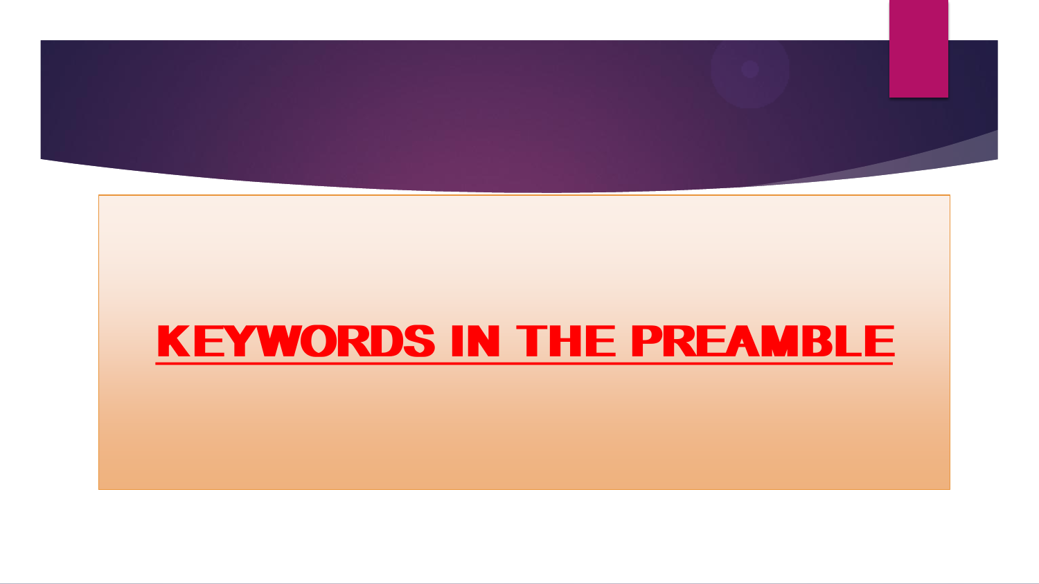# KEYWORDS IN THE PREAMBLE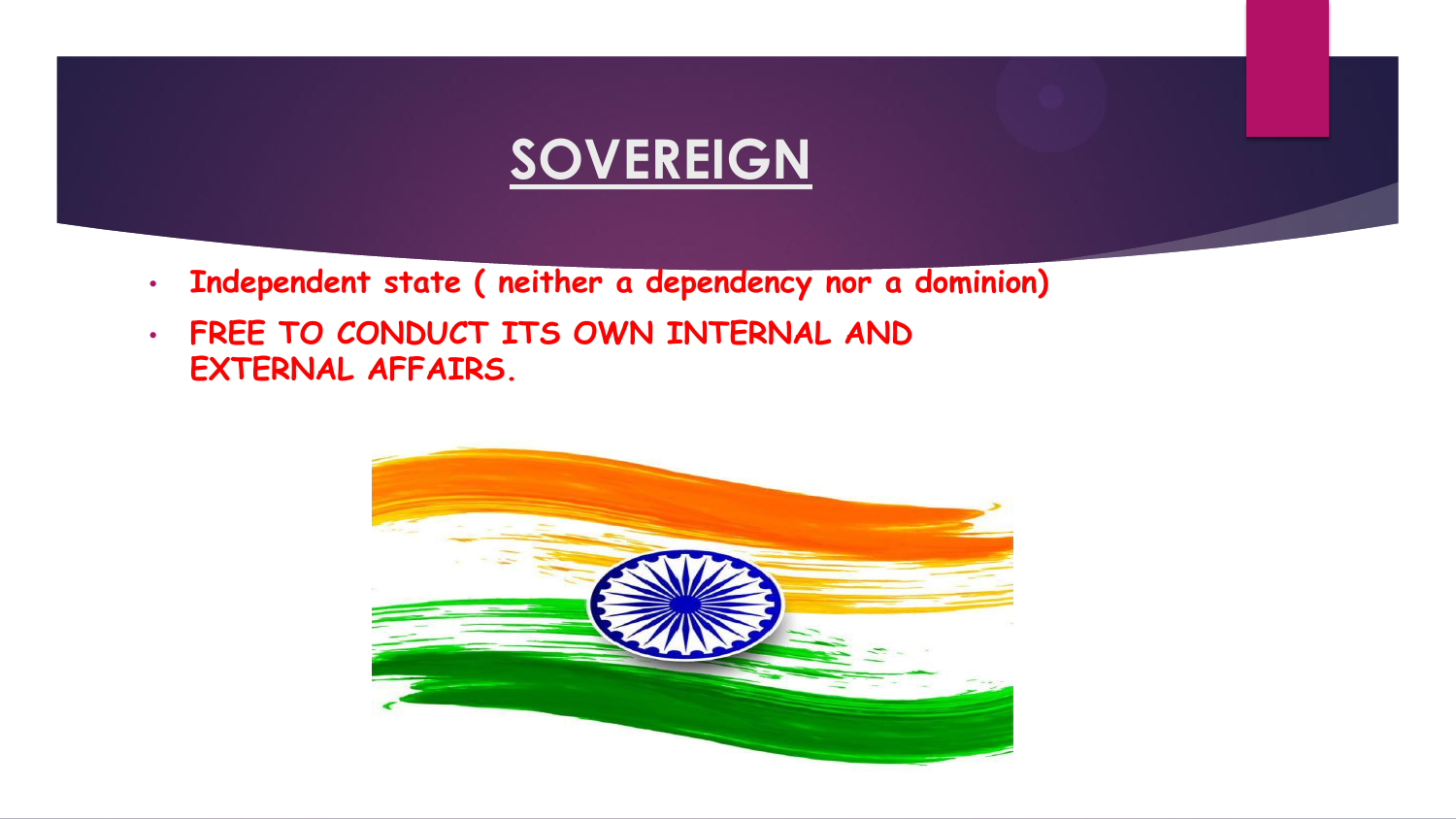# SOVEREIGN

- **Independent state ( neither a dependency nor a dominion)**
- **FREE TO CONDUCT ITS OWN INTERNAL AND EXTERNAL AFFAIRS.**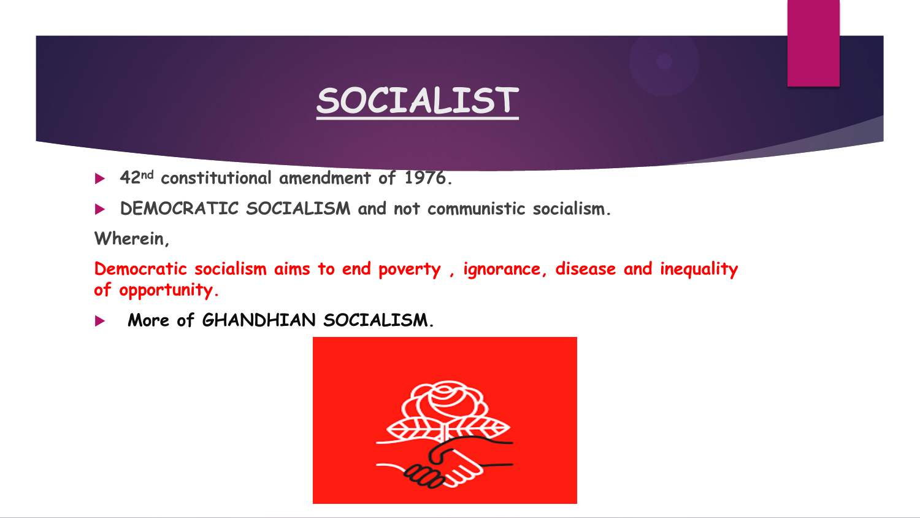# SOCIALIST

- 42nd constitutional amendment of 1976.
- DEMOCRATIC SOCIALISM and not communistic socialism.

Wherein,

Democratic socialism aims to end poverty , ignorance, disease and inequality of opportunity.

- More of GHANDHIAN SOCIALISM.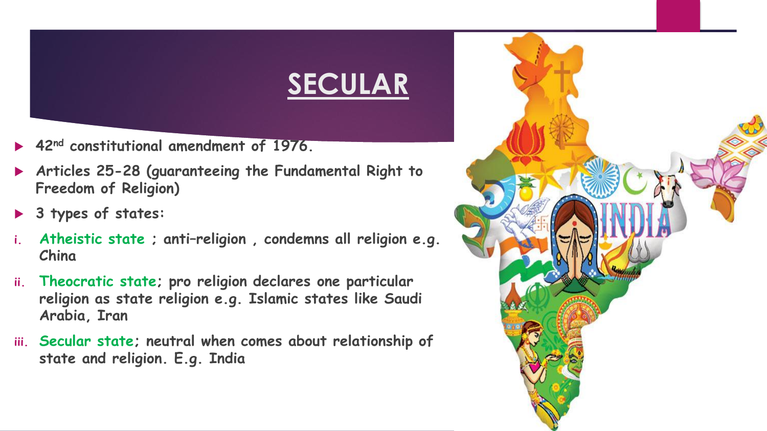# SECULAR

- 42nd constitutional amendment of 1976.
- Articles 25-28 (guaranteeing the Fundamental Right to Freedom of Religion)
- 3 types of states:

i. **Atheistic state** ; anti–religion , condemns all religion e.g. China

ii. **Theocratic state**; pro religion declares one particular religion as state religion e.g. Islamic states like Saudi Arabia, Iran

iii. **Secular state**; neutral when comes about relationship of state and religion. E.g. India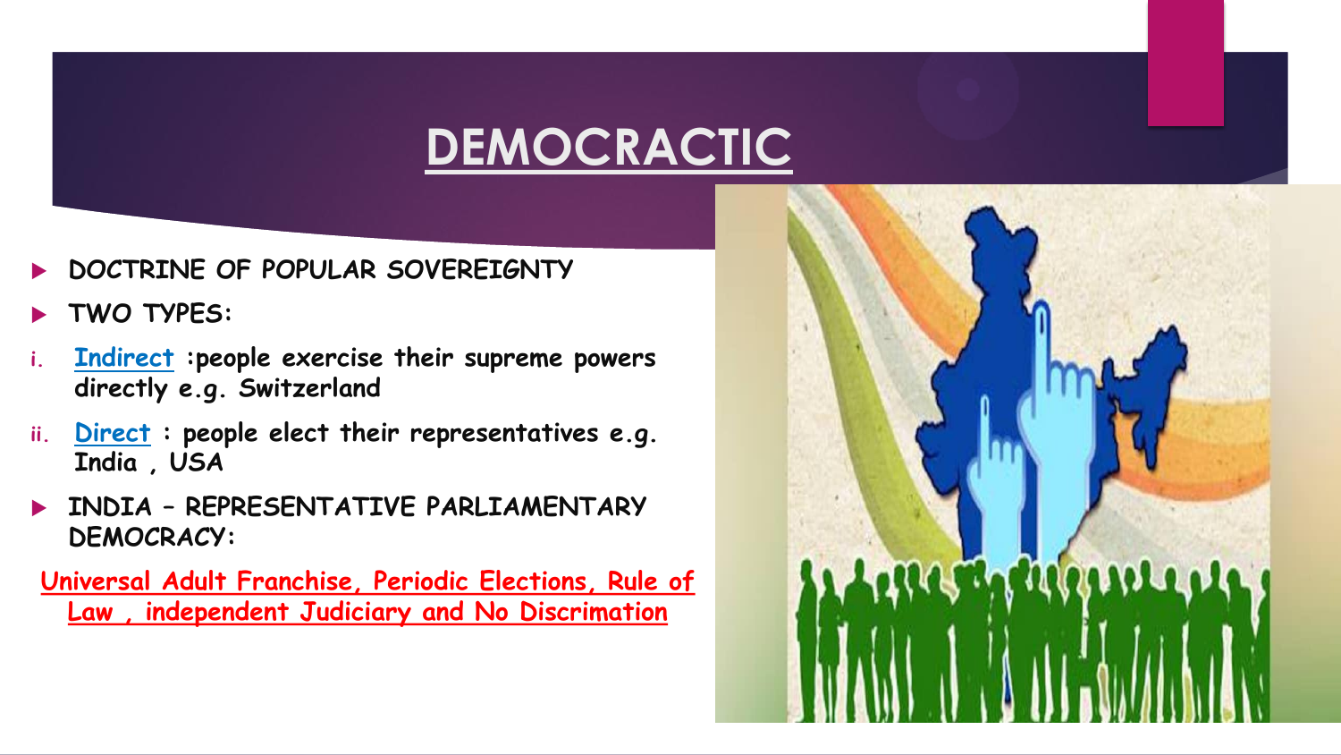# DEMOCRACTIC

- DOCTRINE OF POPULAR SOVEREIGNTY
- TWO TYPES:

i. Indirect :people exercise their supreme powers directly e.g. Switzerland

ii. Direct : people elect their representatives e.g. India , USA

- INDIA – REPRESENTATIVE PARLIAMENTARY DEMOCRACY:

Universal Adult Franchise, Periodic Elections, Rule of Law , independent Judiciary and No Discrimation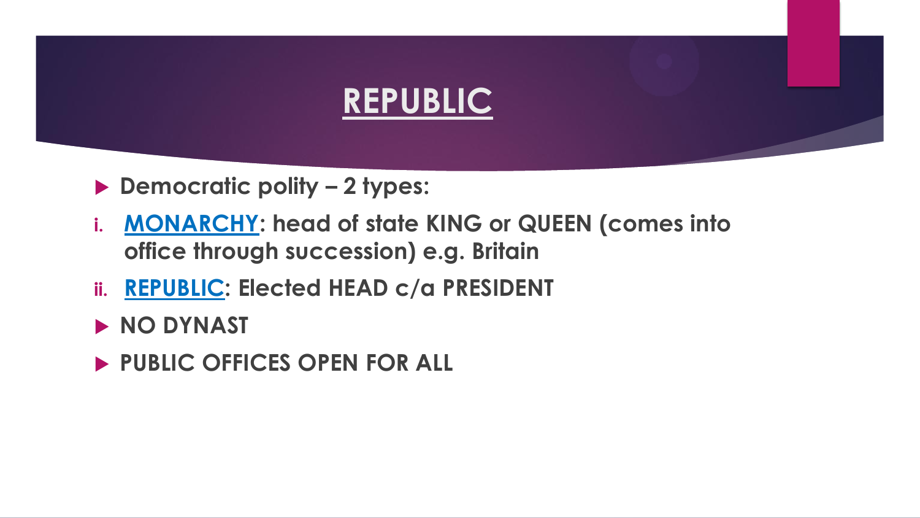# REPUBLIC

- **Democratic polity – 2 types:**

i. **MONARCHY: head of state KING or QUEEN (comes into office through succession) e.g. Britain**

ii. **REPUBLIC: Elected HEAD c/a PRESIDENT**

- **NO DYNAST**
- **PUBLIC OFFICES OPEN FOR ALL**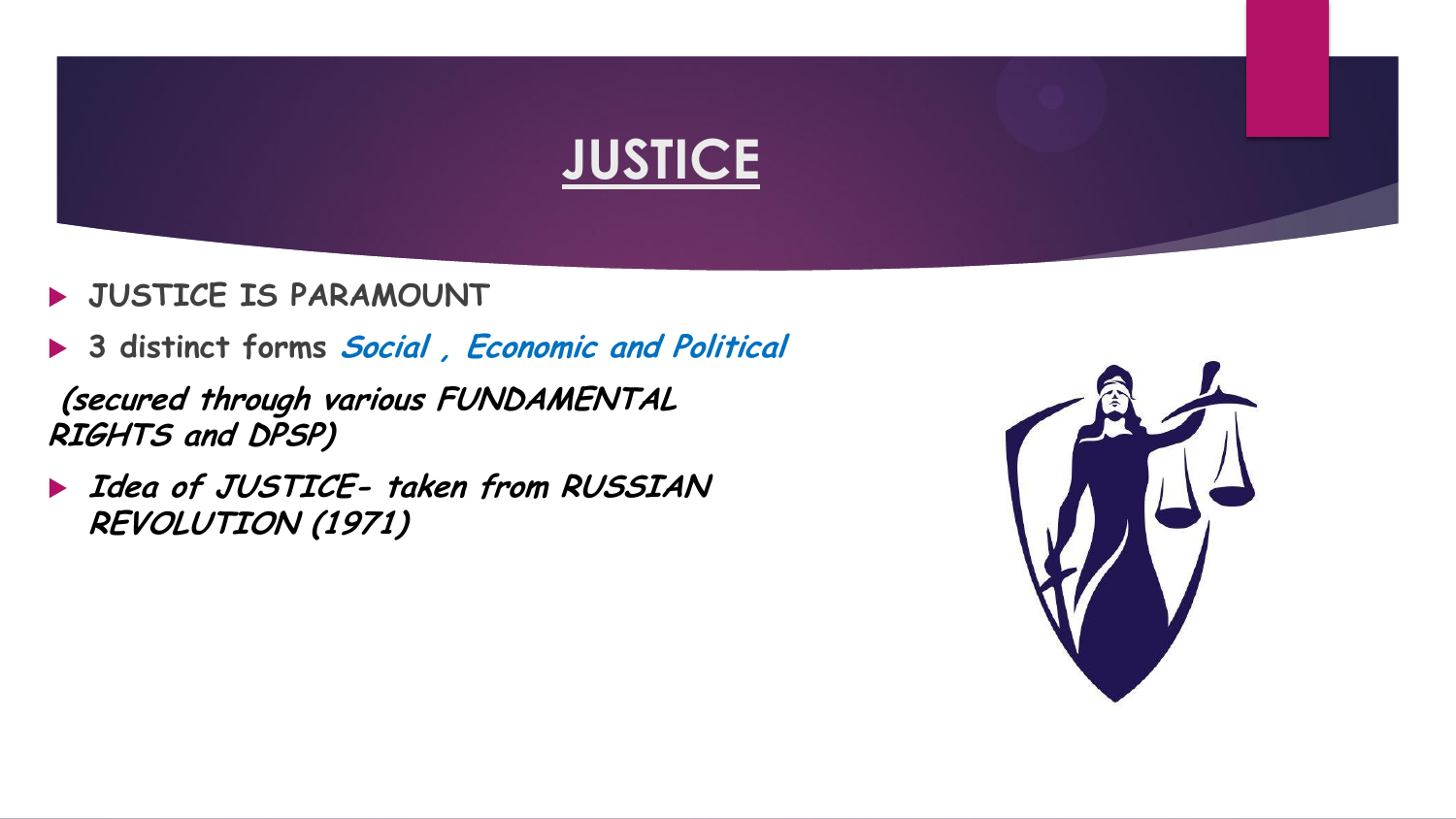# JUSTICE

- **JUSTICE IS PARAMOUNT**
- **3 distinct forms** ***Social , Economic and Political***

***(secured through various FUNDAMENTAL RIGHTS and DPSP)***

- ***Idea of JUSTICE- taken from RUSSIAN REVOLUTION (1971)***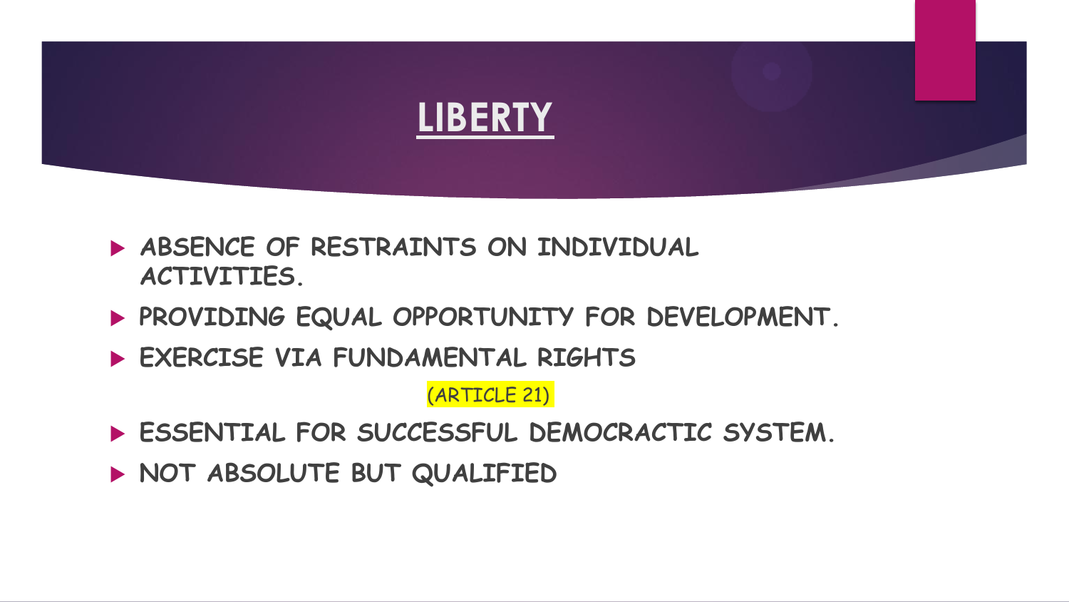# LIBERTY

- ABSENCE OF RESTRAINTS ON INDIVIDUAL ACTIVITIES.
- PROVIDING EQUAL OPPORTUNITY FOR DEVELOPMENT.
- EXERCISE VIA FUNDAMENTAL RIGHTS

  (ARTICLE 21)
- ESSENTIAL FOR SUCCESSFUL DEMOCRACTIC SYSTEM.
- NOT ABSOLUTE BUT QUALIFIED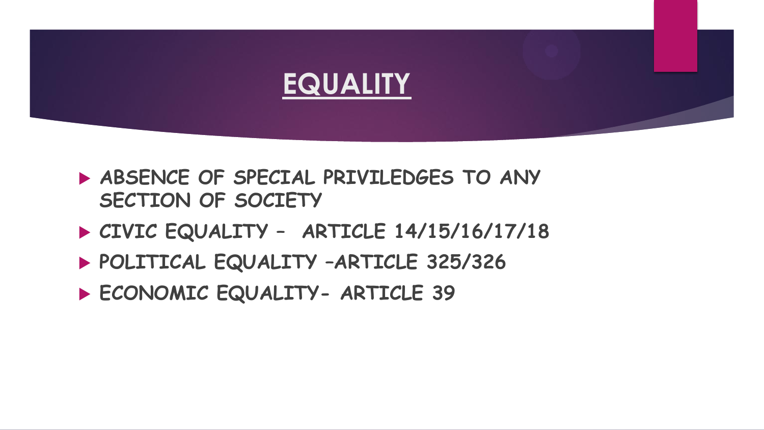# EQUALITY

- ABSENCE OF SPECIAL PRIVILEDGES TO ANY SECTION OF SOCIETY
- CIVIC EQUALITY – ARTICLE 14/15/16/17/18
- POLITICAL EQUALITY –ARTICLE 325/326
- ECONOMIC EQUALITY- ARTICLE 39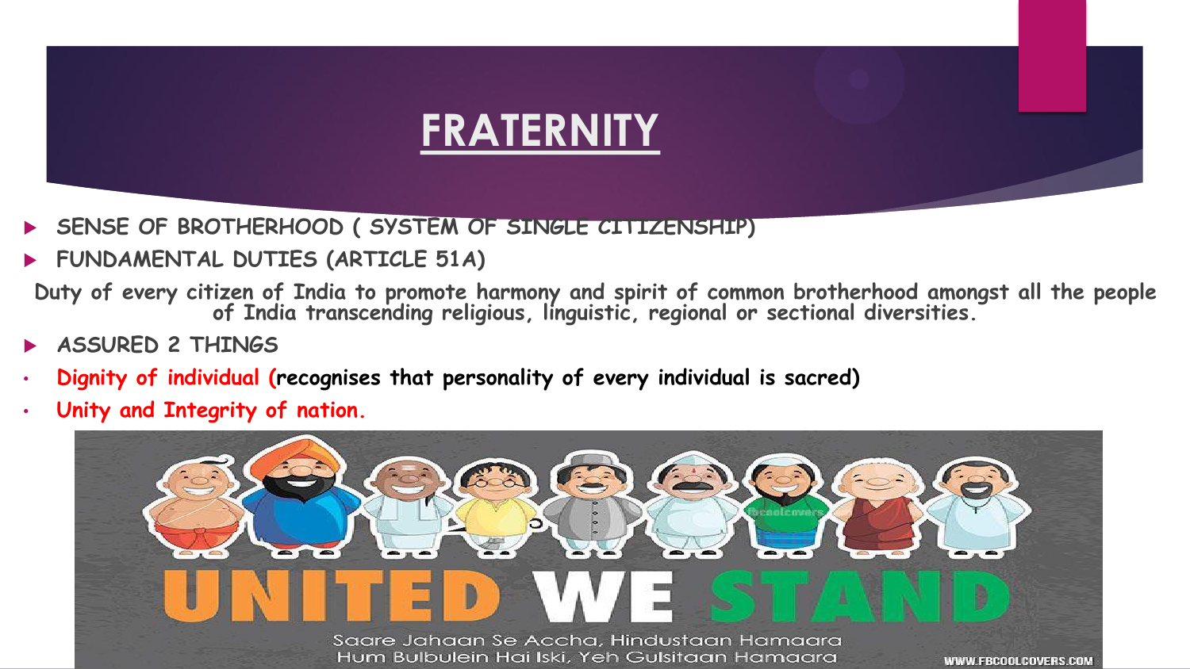# FRATERNITY

- SENSE OF BROTHERHOOD ( SYSTEM OF SINGLE CITIZENSHIP)
- FUNDAMENTAL DUTIES (ARTICLE 51A)

Duty of every citizen of India to promote harmony and spirit of common brotherhood amongst all the people of India transcending religious, linguistic, regional or sectional diversities.

- ASSURED 2 THINGS
  - **Dignity of individual (recognises that personality of every individual is sacred)**
  - **Unity and Integrity of nation.**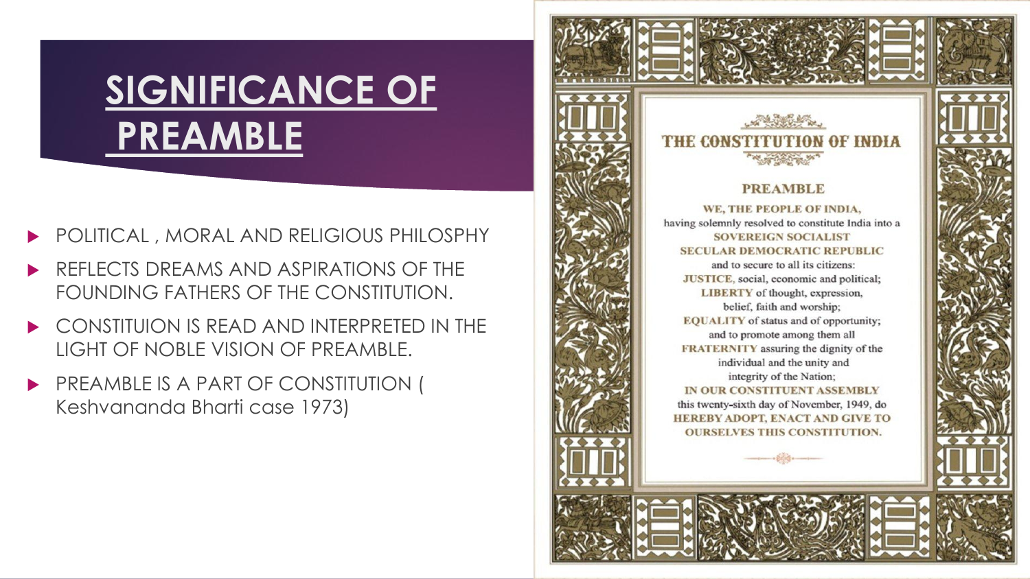# SIGNIFICANCE OF PREAMBLE

- POLITICAL , MORAL AND RELIGIOUS PHILOSPHY
- REFLECTS DREAMS AND ASPIRATIONS OF THE FOUNDING FATHERS OF THE CONSTITUTION.
- CONSTITUION IS READ AND INTERPRETED IN THE LIGHT OF NOBLE VISION OF PREAMBLE.
- PREAMBLE IS A PART OF CONSTITUTION ( Keshvananda Bharti case 1973)

## THE CONSTITUTION OF INDIA

### PREAMBLE

**WE, THE PEOPLE OF INDIA,**
having solemnly resolved to constitute India into a
**SOVEREIGN SOCIALIST**
**SECULAR DEMOCRATIC REPUBLIC**
and to secure to all its citizens:
**JUSTICE**, social, economic and political;
**LIBERTY** of thought, expression, belief, faith and worship;
**EQUALITY** of status and of opportunity;
and to promote among them all
**FRATERNITY** assuring the dignity of the individual and the unity and integrity of the Nation;
**IN OUR CONSTITUENT ASSEMBLY**
this twenty-sixth day of November, 1949, do
**HEREBY ADOPT, ENACT AND GIVE TO OURSELVES THIS CONSTITUTION.**